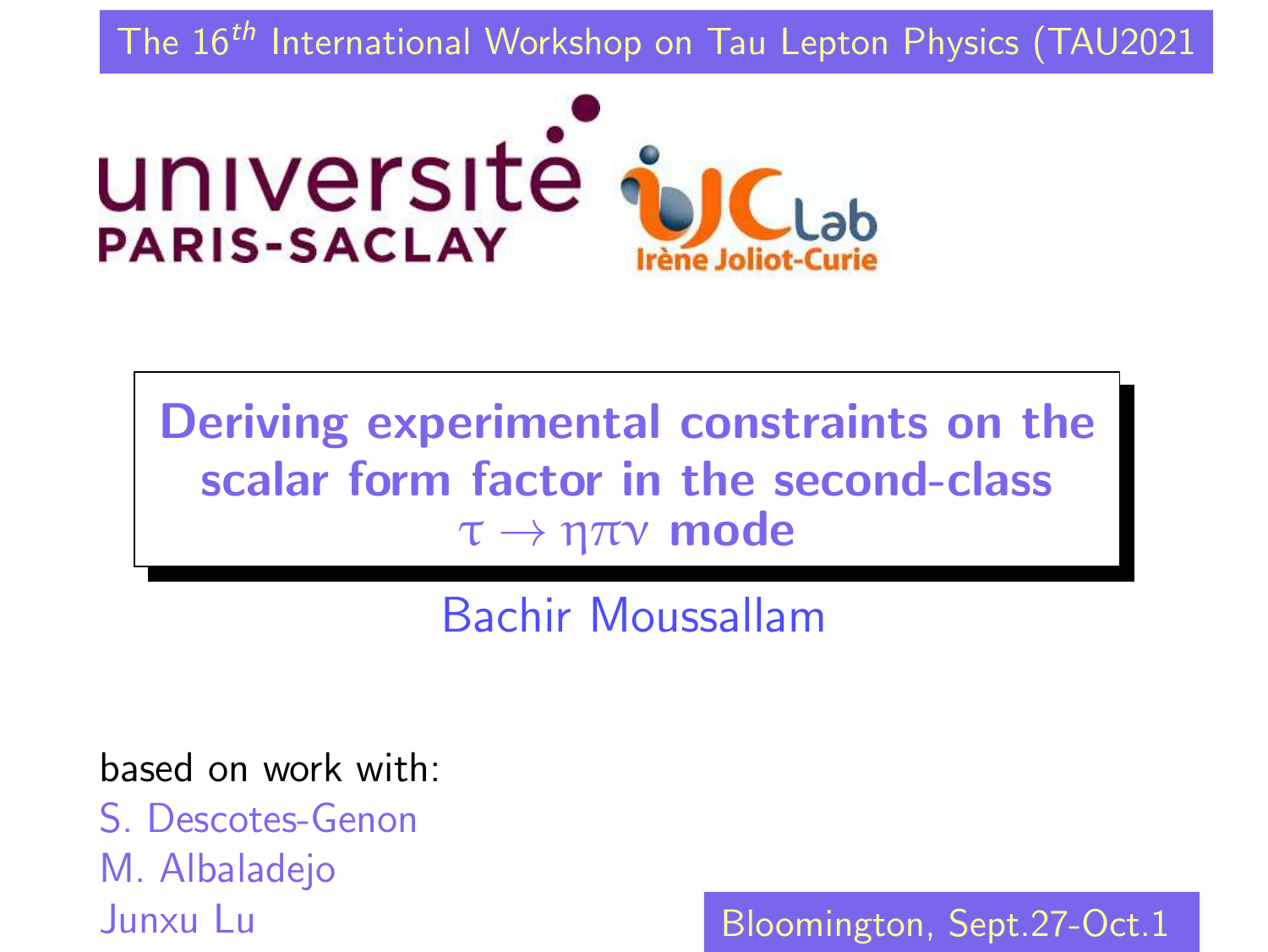The $16^{th}$ International Workshop on Tau Lepton Physics (TAU2021

université PARIS-SACLAY

IJCLab Irène Joliot-Curie

# Deriving experimental constraints on the scalar form factor in the second-class $\tau \to \eta\pi\nu$ mode

Bachir Moussallam

based on work with:

S. Descotes-Genon
M. Albaladejo
Junxu Lu

Bloomington, Sept.27-Oct.1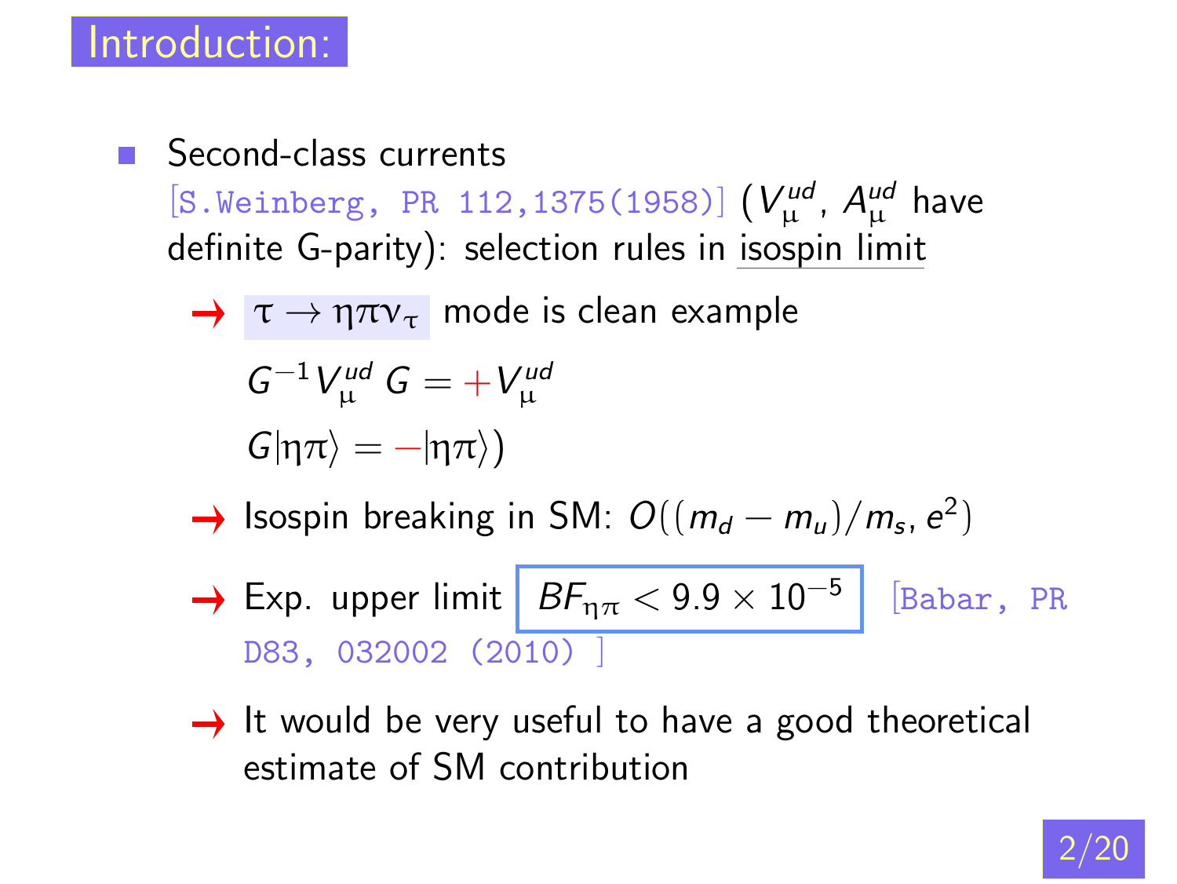# Introduction:

- Second-class currents [S.Weinberg, PR 112,1375(1958)] ($V_\mu^{ud}$, $A_\mu^{ud}$ have definite G-parity): selection rules in isospin limit
  - → $\tau \to \eta\pi\nu_\tau$ mode is clean example

    $G^{-1} V_\mu^{ud}\, G = +V_\mu^{ud}$

    $G|\eta\pi\rangle = -|\eta\pi\rangle$)
  - → Isospin breaking in SM: $O((m_d - m_u)/m_s, e^2)$
  - → Exp. upper limit $BF_{\eta\pi} < 9.9 \times 10^{-5}$ [Babar, PR D83, 032002 (2010) ]
  - → It would be very useful to have a good theoretical estimate of SM contribution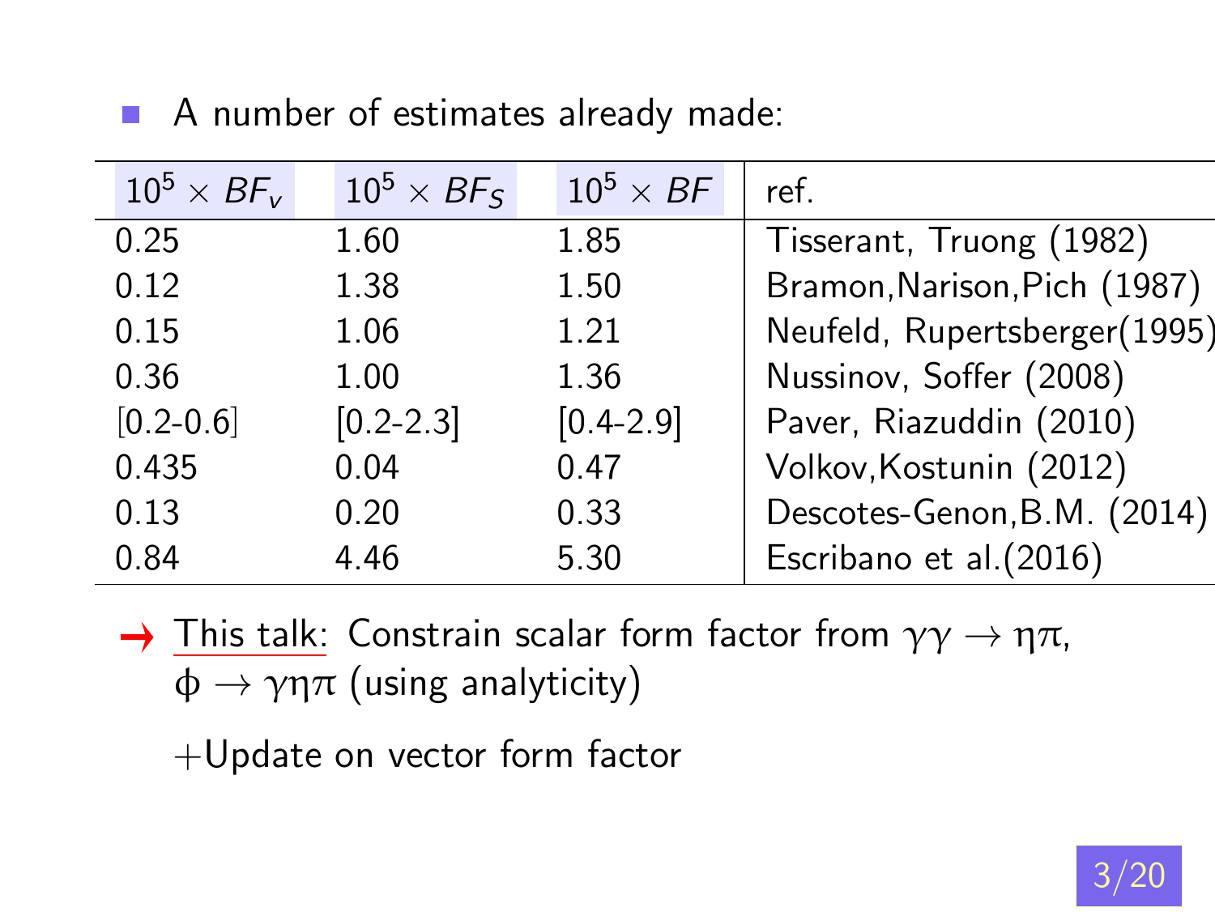- A number of estimates already made:

| $10^5 \times BF_v$ | $10^5 \times BF_S$ | $10^5 \times BF$ | ref. |
|---|---|---|---|
| 0.25 | 1.60 | 1.85 | Tisserant, Truong (1982) |
| 0.12 | 1.38 | 1.50 | Bramon,Narison,Pich (1987) |
| 0.15 | 1.06 | 1.21 | Neufeld, Rupertsberger(1995) |
| 0.36 | 1.00 | 1.36 | Nussinov, Soffer (2008) |
| [0.2-0.6] | [0.2-2.3] | [0.4-2.9] | Paver, Riazuddin (2010) |
| 0.435 | 0.04 | 0.47 | Volkov,Kostunin (2012) |
| 0.13 | 0.20 | 0.33 | Descotes-Genon,B.M. (2014) |
| 0.84 | 4.46 | 5.30 | Escribano et al.(2016) |

→ This talk: Constrain scalar form factor from $\gamma\gamma \to \eta\pi$, $\phi \to \gamma\eta\pi$ (using analyticity)

+Update on vector form factor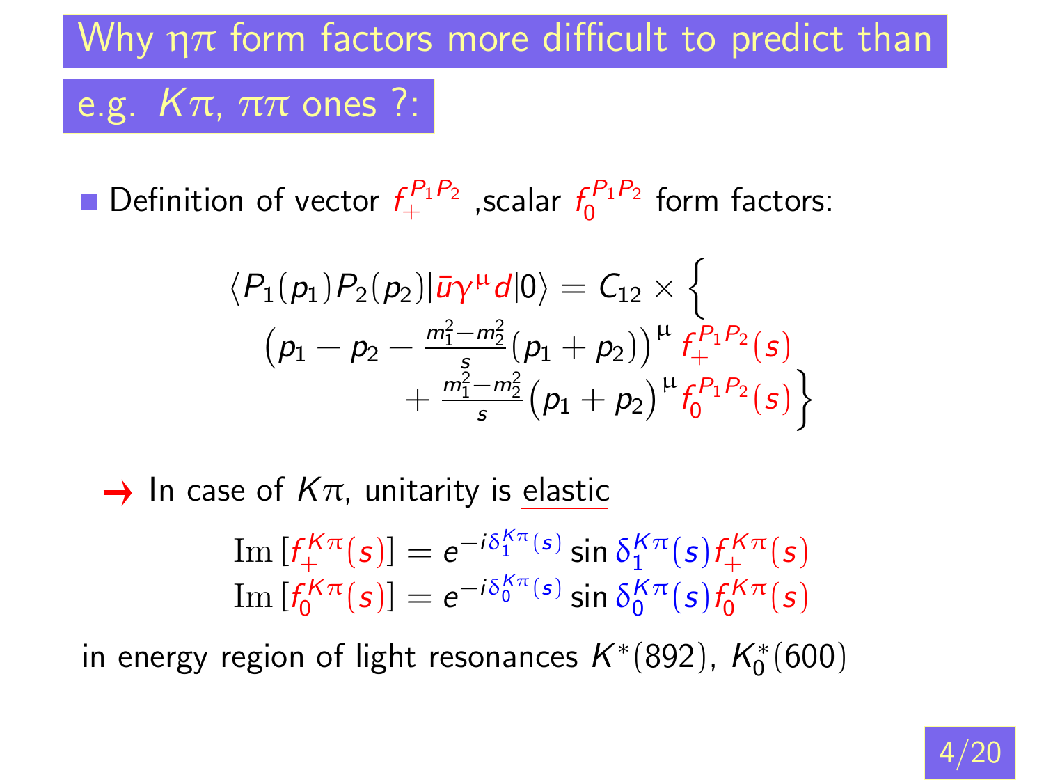# Why $\eta\pi$ form factors more difficult to predict than e.g. $K\pi$, $\pi\pi$ ones ?:

- Definition of vector $f_+^{P_1P_2}$ ,scalar $f_0^{P_1P_2}$ form factors:

$$
\langle P_1(p_1)P_2(p_2)|\bar{u}\gamma^\mu d|0\rangle = C_{12} \times \Big\{ \left(p_1 - p_2 - \tfrac{m_1^2-m_2^2}{s}(p_1+p_2)\right)^\mu f_+^{P_1P_2}(s) + \tfrac{m_1^2-m_2^2}{s}\left(p_1+p_2\right)^\mu f_0^{P_1P_2}(s)\Big\}
$$

→ In case of $K\pi$, unitarity is elastic

$$
\mathrm{Im}\left[f_+^{K\pi}(s)\right] = e^{-i\delta_1^{K\pi}(s)} \sin\delta_1^{K\pi}(s) f_+^{K\pi}(s)
$$

$$
\mathrm{Im}\left[f_0^{K\pi}(s)\right] = e^{-i\delta_0^{K\pi}(s)} \sin\delta_0^{K\pi}(s) f_0^{K\pi}(s)
$$

in energy region of light resonances $K^*(892)$, $K_0^*(600)$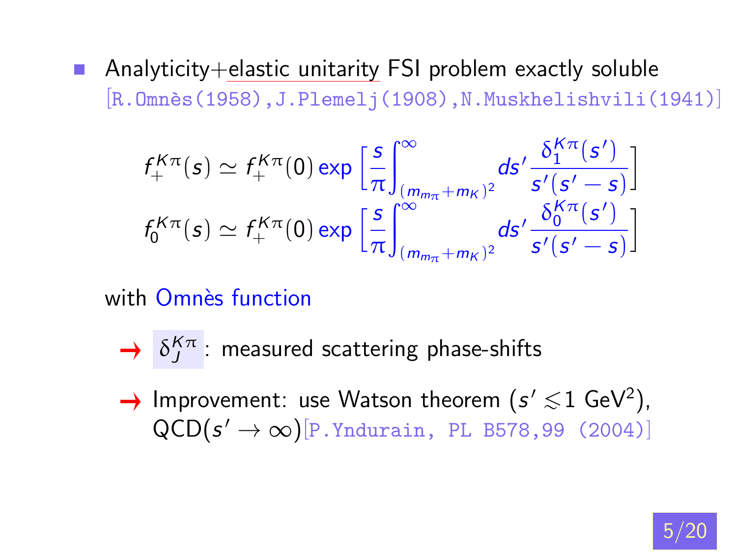- Analyticity+elastic unitarity FSI problem exactly soluble [R.Omnès(1958),J.Plemelj(1908),N.Muskhelishvili(1941)]

$$
f_+^{K\pi}(s) \simeq f_+^{K\pi}(0) \exp\left[\frac{s}{\pi}\int_{(m_{m_\pi}+m_K)^2}^{\infty} ds' \frac{\delta_1^{K\pi}(s')}{s'(s'-s)}\right]
$$

$$
f_0^{K\pi}(s) \simeq f_+^{K\pi}(0) \exp\left[\frac{s}{\pi}\int_{(m_{m_\pi}+m_K)^2}^{\infty} ds' \frac{\delta_0^{K\pi}(s')}{s'(s'-s)}\right]
$$

with Omnès function

- → $\delta_J^{K\pi}$: measured scattering phase-shifts
- → Improvement: use Watson theorem ($s' \lesssim 1$ GeV$^2$), QCD($s' \to \infty$)[P.Yndurain, PL B578,99 (2004)]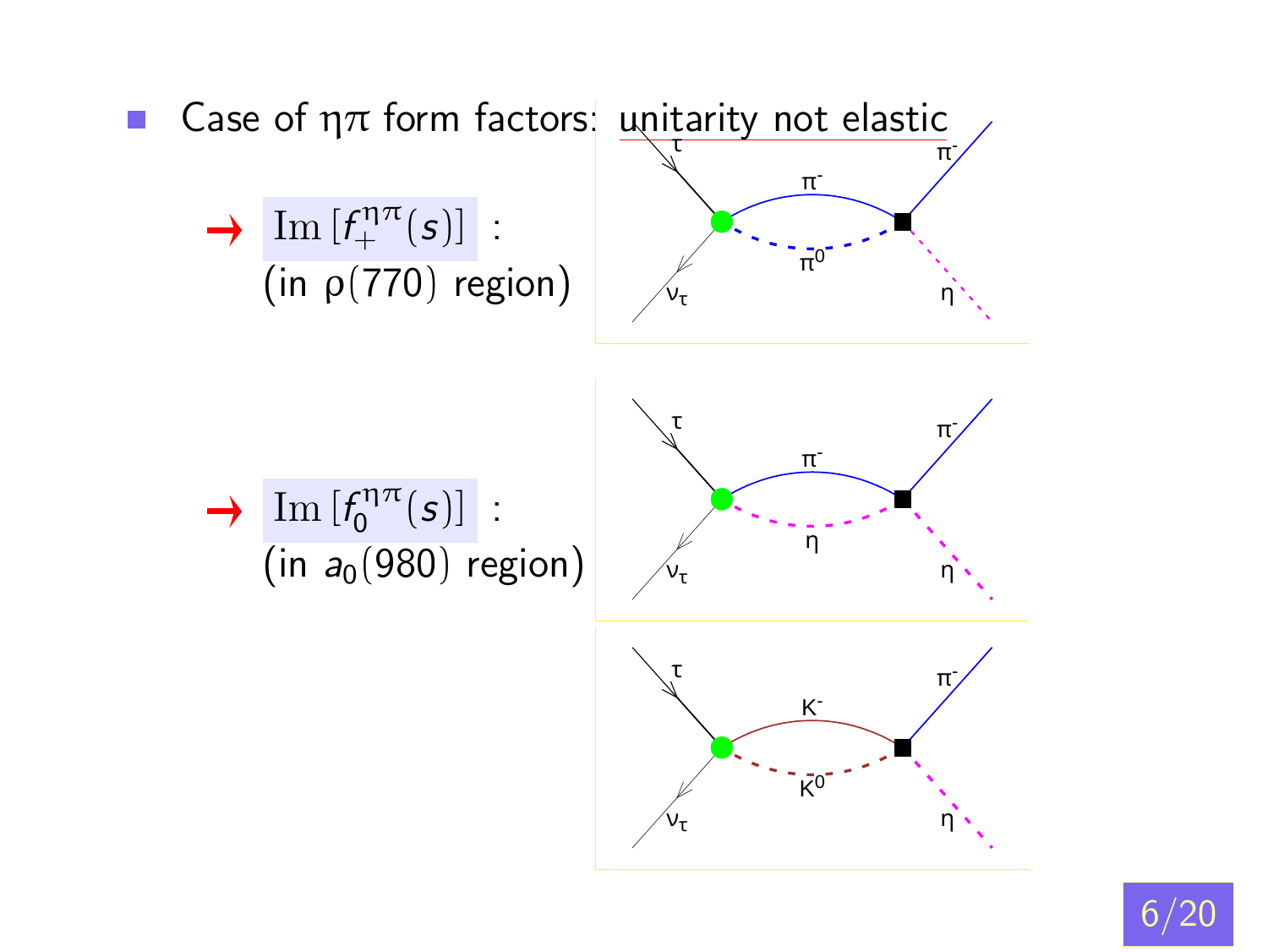- Case of $\eta\pi$ form factors: unitarity not elastic

  → $\mathrm{Im}\,[f_+^{\eta\pi}(s)]$ :
  (in $\rho(770)$ region)

  → $\mathrm{Im}\,[f_0^{\eta\pi}(s)]$ :
  (in $a_0(980)$ region)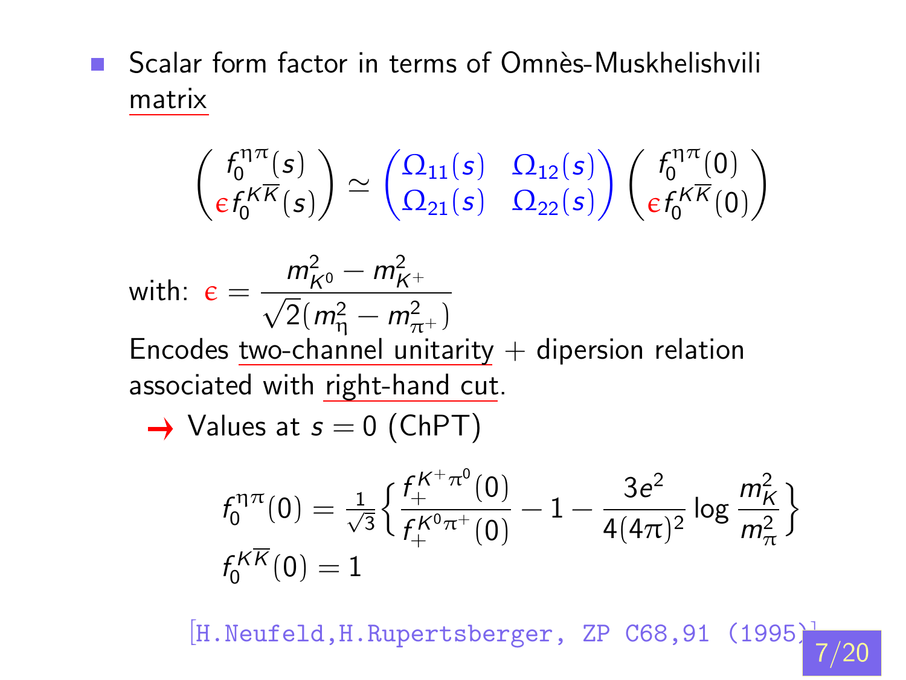- Scalar form factor in terms of Omnès-Muskhelishvili matrix

$$\begin{pmatrix} f_0^{\eta\pi}(s) \\ \epsilon f_0^{K\overline{K}}(s) \end{pmatrix} \simeq \begin{pmatrix} \Omega_{11}(s) & \Omega_{12}(s) \\ \Omega_{21}(s) & \Omega_{22}(s) \end{pmatrix} \begin{pmatrix} f_0^{\eta\pi}(0) \\ \epsilon f_0^{K\overline{K}}(0) \end{pmatrix}$$

with: $\epsilon = \dfrac{m_{K^0}^2 - m_{K^+}^2}{\sqrt{2}(m_\eta^2 - m_{\pi^+}^2)}$

Encodes two-channel unitarity + dipersion relation associated with right-hand cut.

→ Values at $s = 0$ (ChPT)

$$f_0^{\eta\pi}(0) = \tfrac{1}{\sqrt{3}}\left\{ \frac{f_+^{K^+\pi^0}(0)}{f_+^{K^0\pi^+}(0)} - 1 - \frac{3e^2}{4(4\pi)^2}\log\frac{m_K^2}{m_\pi^2} \right\}$$

$$f_0^{K\overline{K}}(0) = 1$$

[H.Neufeld,H.Rupertsberger, ZP C68,91 (1995)]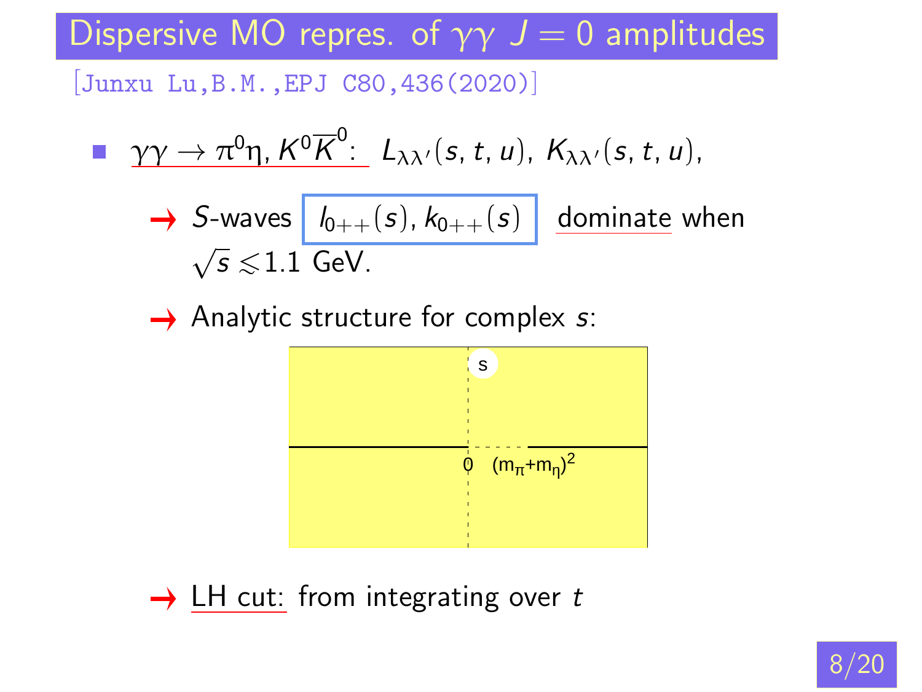# Dispersive MO repres. of $\gamma\gamma$ $J=0$ amplitudes

[Junxu Lu, B.M., EPJ C80, 436(2020)]

- $\gamma\gamma \to \pi^0\eta, K^0\overline{K}^0$: $L_{\lambda\lambda'}(s,t,u)$, $K_{\lambda\lambda'}(s,t,u)$,
  - → $S$-waves $l_{0++}(s), k_{0++}(s)$ dominate when $\sqrt{s} \lesssim 1.1$ GeV.
  - → Analytic structure for complex $s$:

    s

    0 $(m_\pi+m_\eta)^2$

  - → LH cut: from integrating over $t$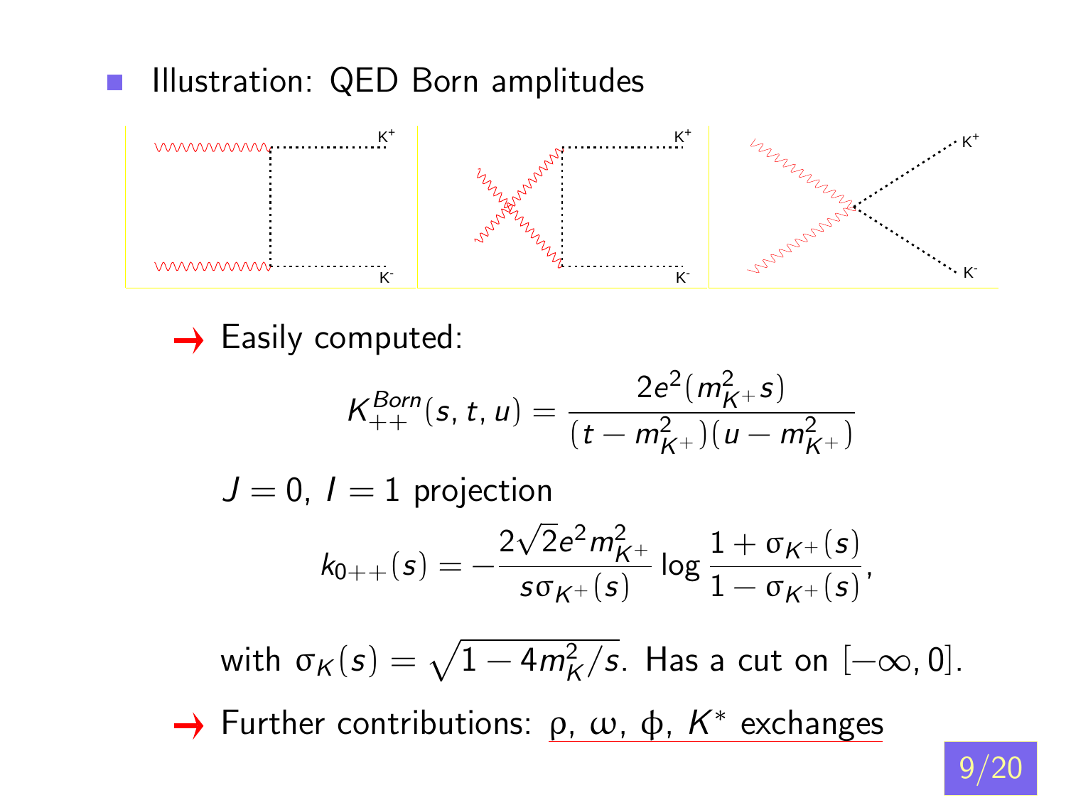- Illustration: QED Born amplitudes

→ Easily computed:

$$K_{++}^{Born}(s,t,u) = \frac{2e^2(m_{K^+}^2 s)}{(t - m_{K^+}^2)(u - m_{K^+}^2)}$$

$J = 0$, $I = 1$ projection

$$k_{0++}(s) = -\frac{2\sqrt{2}e^2 m_{K^+}^2}{s\sigma_{K^+}(s)} \log\frac{1+\sigma_{K^+}(s)}{1-\sigma_{K^+}(s)},$$

with $\sigma_K(s) = \sqrt{1 - 4m_K^2/s}$. Has a cut on $[-\infty, 0]$.

→ Further contributions: $\rho$, $\omega$, $\phi$, $K^*$ exchanges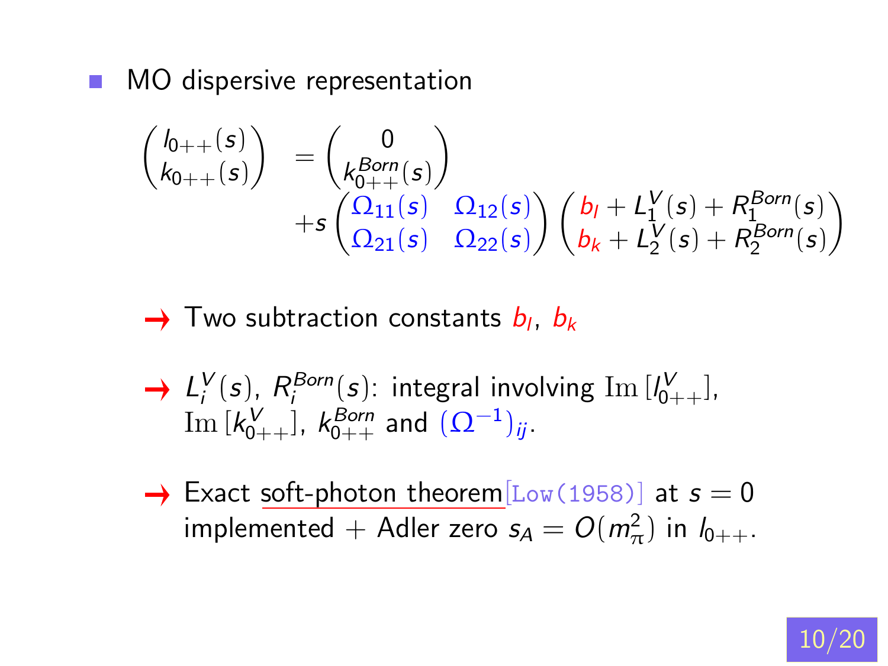- MO dispersive representation

$$
\begin{pmatrix} l_{0++}(s) \\ k_{0++}(s) \end{pmatrix} = \begin{pmatrix} 0 \\ k_{0++}^{Born}(s) \end{pmatrix} + s \begin{pmatrix} \Omega_{11}(s) & \Omega_{12}(s) \\ \Omega_{21}(s) & \Omega_{22}(s) \end{pmatrix} \begin{pmatrix} b_l + L_1^V(s) + R_1^{Born}(s) \\ b_k + L_2^V(s) + R_2^{Born}(s) \end{pmatrix}
$$

→ Two subtraction constants $b_l$, $b_k$

→ $L_i^V(s)$, $R_i^{Born}(s)$: integral involving $\mathrm{Im}\,[l_{0++}^V]$, $\mathrm{Im}\,[k_{0++}^V]$, $k_{0++}^{Born}$ and $(\Omega^{-1})_{ij}$.

→ Exact soft-photon theorem[Low(1958)] at $s = 0$ implemented + Adler zero $s_A = O(m_\pi^2)$ in $l_{0++}$.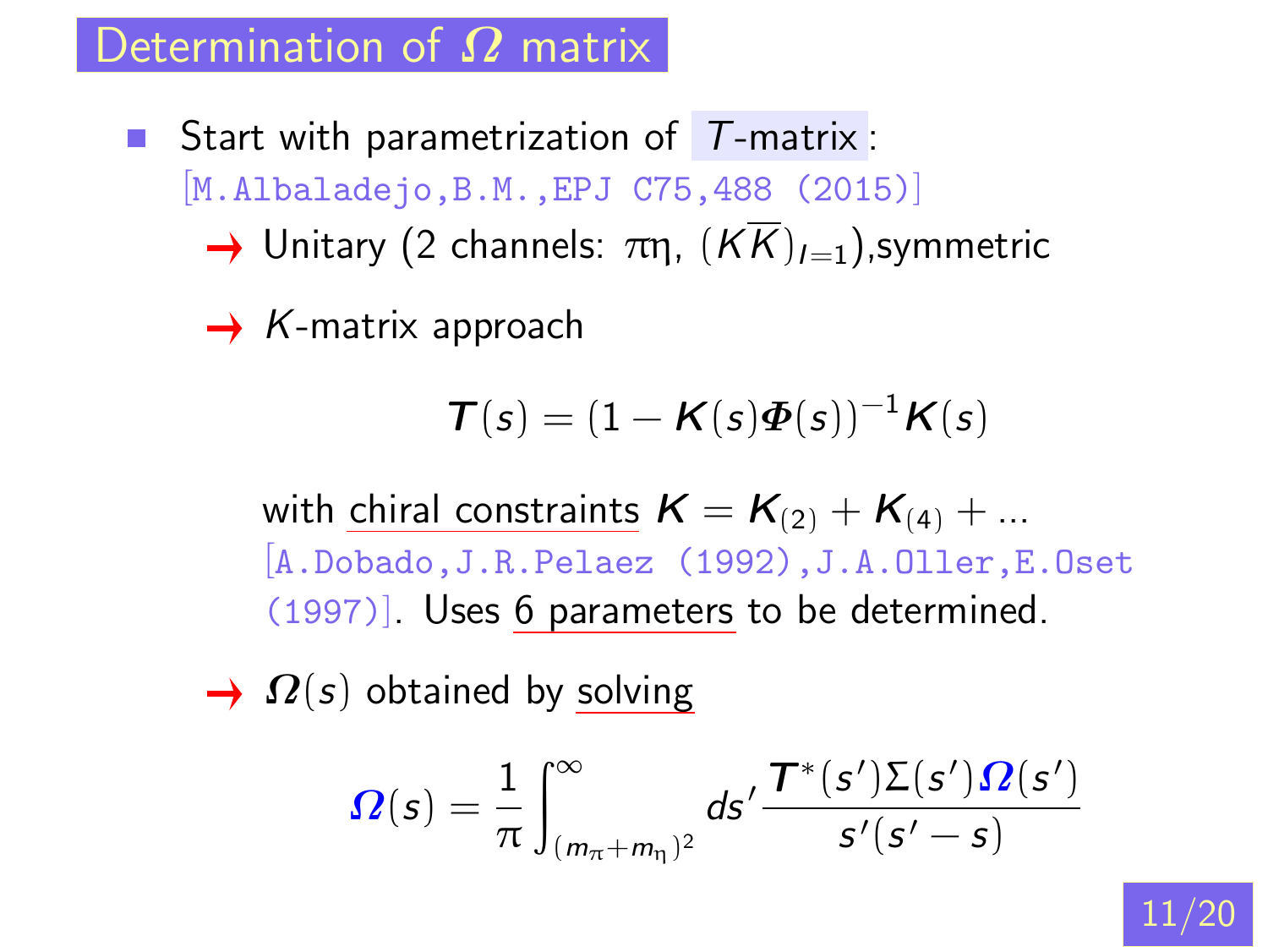# Determination of $\Omega$ matrix

- Start with parametrization of $T$-matrix: [M.Albaladejo,B.M.,EPJ C75,488 (2015)]
  - → Unitary (2 channels: $\pi\eta$, $(K\overline{K})_{I=1}$),symmetric
  - → $K$-matrix approach

$$\boldsymbol{T}(s) = (1 - \boldsymbol{K}(s)\boldsymbol{\Phi}(s))^{-1}\boldsymbol{K}(s)$$

    with chiral constraints $\boldsymbol{K} = \boldsymbol{K}_{(2)} + \boldsymbol{K}_{(4)} + ...$ [A.Dobado,J.R.Pelaez (1992),J.A.Oller,E.Oset (1997)]. Uses 6 parameters to be determined.

  - → $\boldsymbol{\Omega}(s)$ obtained by solving

$$\boldsymbol{\Omega}(s) = \frac{1}{\pi}\int_{(m_\pi+m_\eta)^2}^{\infty} ds' \frac{\boldsymbol{T}^*(s')\Sigma(s')\boldsymbol{\Omega}(s')}{s'(s'-s)}$$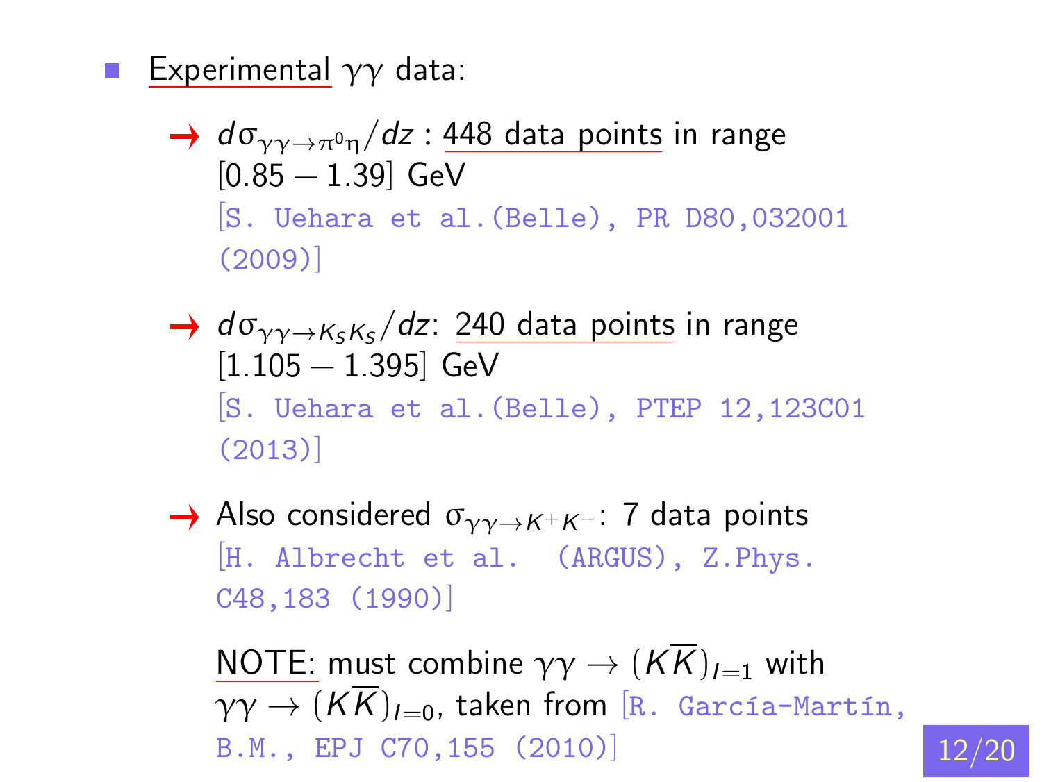- Experimental $\gamma\gamma$ data:
  - → $d\sigma_{\gamma\gamma\to\pi^0\eta}/dz$ : 448 data points in range $[0.85 - 1.39]$ GeV [S. Uehara et al.(Belle), PR D80,032001 (2009)]
  - → $d\sigma_{\gamma\gamma\to K_S K_S}/dz$: 240 data points in range $[1.105 - 1.395]$ GeV [S. Uehara et al.(Belle), PTEP 12,123C01 (2013)]
  - → Also considered $\sigma_{\gamma\gamma\to K^+K^-}$: 7 data points [H. Albrecht et al. (ARGUS), Z.Phys. C48,183 (1990)]

    NOTE: must combine $\gamma\gamma \to (K\overline{K})_{I=1}$ with $\gamma\gamma \to (K\overline{K})_{I=0}$, taken from [R. García-Martín, B.M., EPJ C70,155 (2010)]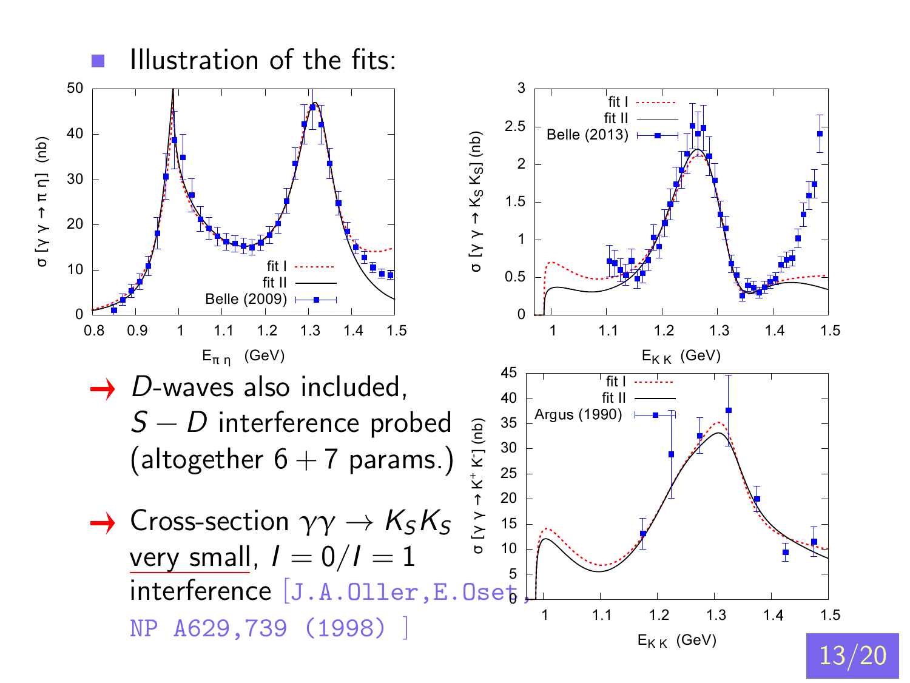- Illustration of the fits:

→ *D*-waves also included, $S - D$ interference probed (altogether $6 + 7$ params.)

→ Cross-section $\gamma\gamma \to K_S K_S$ very small, $I = 0/I = 1$ interference [J.A.Oller,E.Oset, NP A629,739 (1998) ]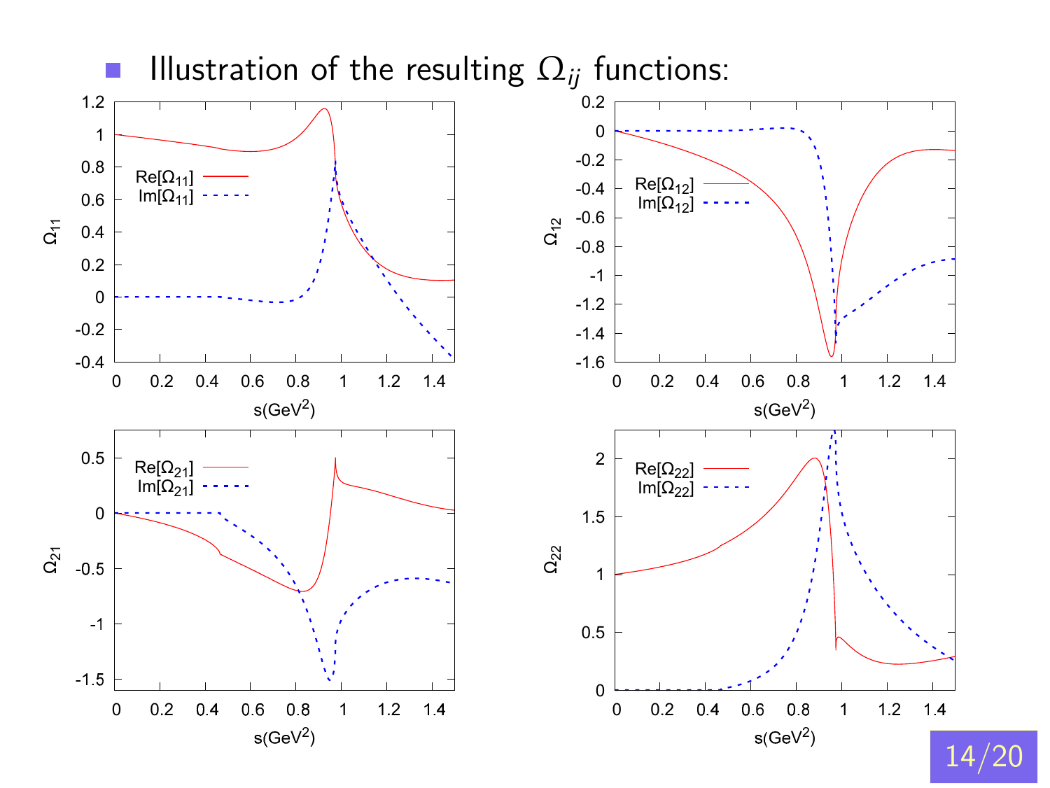- Illustration of the resulting $\Omega_{ij}$ functions: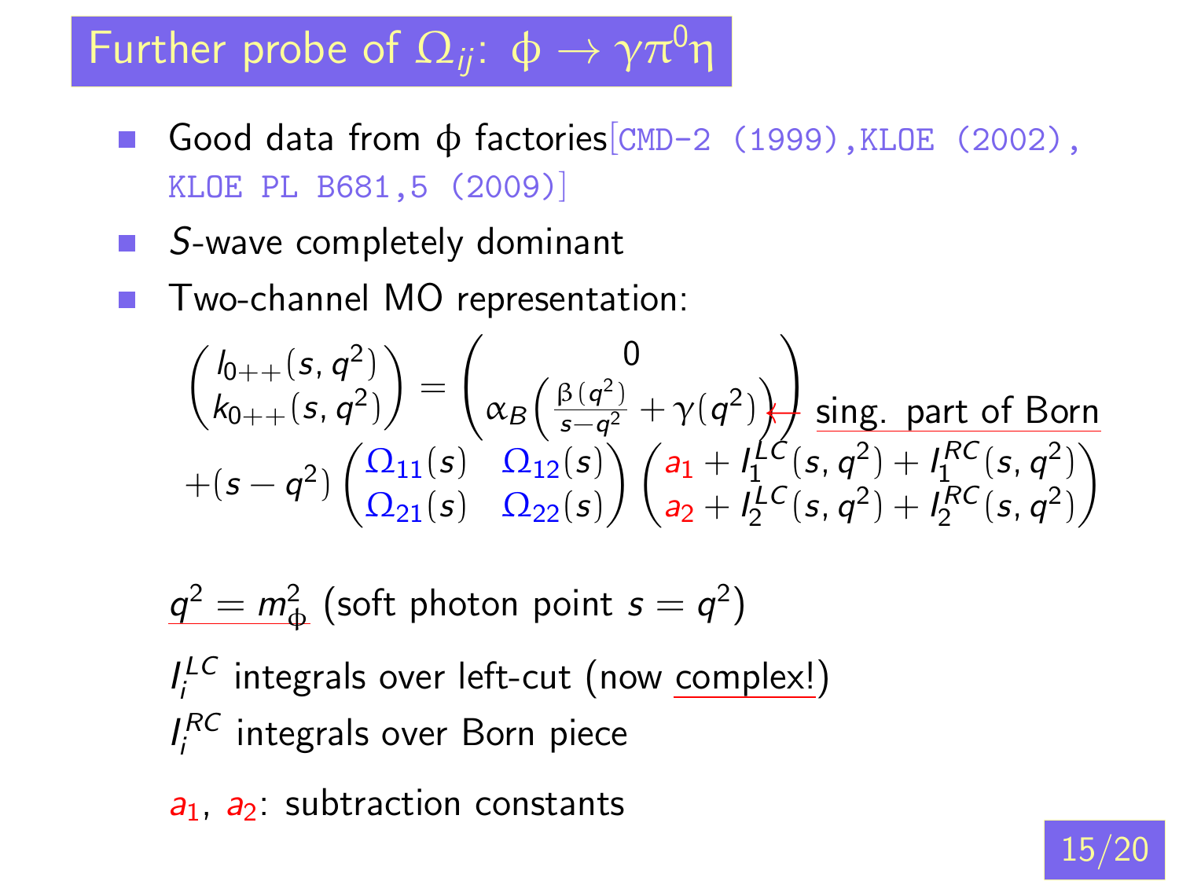# Further probe of $\Omega_{ij}$: $\phi \to \gamma\pi^0\eta$

- Good data from $\phi$ factories[CMD-2 (1999), KLOE (2002), KLOE PL B681,5 (2009)]
- *S*-wave completely dominant
- Two-channel MO representation:

$$
\begin{pmatrix} l_{0++}(s,q^2) \\ k_{0++}(s,q^2) \end{pmatrix} = \begin{pmatrix} 0 \\ \alpha_B\left(\frac{\beta(q^2)}{s-q^2} + \gamma(q^2)\right) \end{pmatrix} \leftarrow \text{sing. part of Born}
$$

$$
+(s-q^2)\begin{pmatrix} \Omega_{11}(s) & \Omega_{12}(s) \\ \Omega_{21}(s) & \Omega_{22}(s) \end{pmatrix} \begin{pmatrix} a_1 + I_1^{LC}(s,q^2) + I_1^{RC}(s,q^2) \\ a_2 + I_2^{LC}(s,q^2) + I_2^{RC}(s,q^2) \end{pmatrix}
$$

$q^2 = m_\phi^2$ (soft photon point $s = q^2$)

$I_i^{LC}$ integrals over left-cut (now complex!)

$I_i^{RC}$ integrals over Born piece

$a_1$, $a_2$: subtraction constants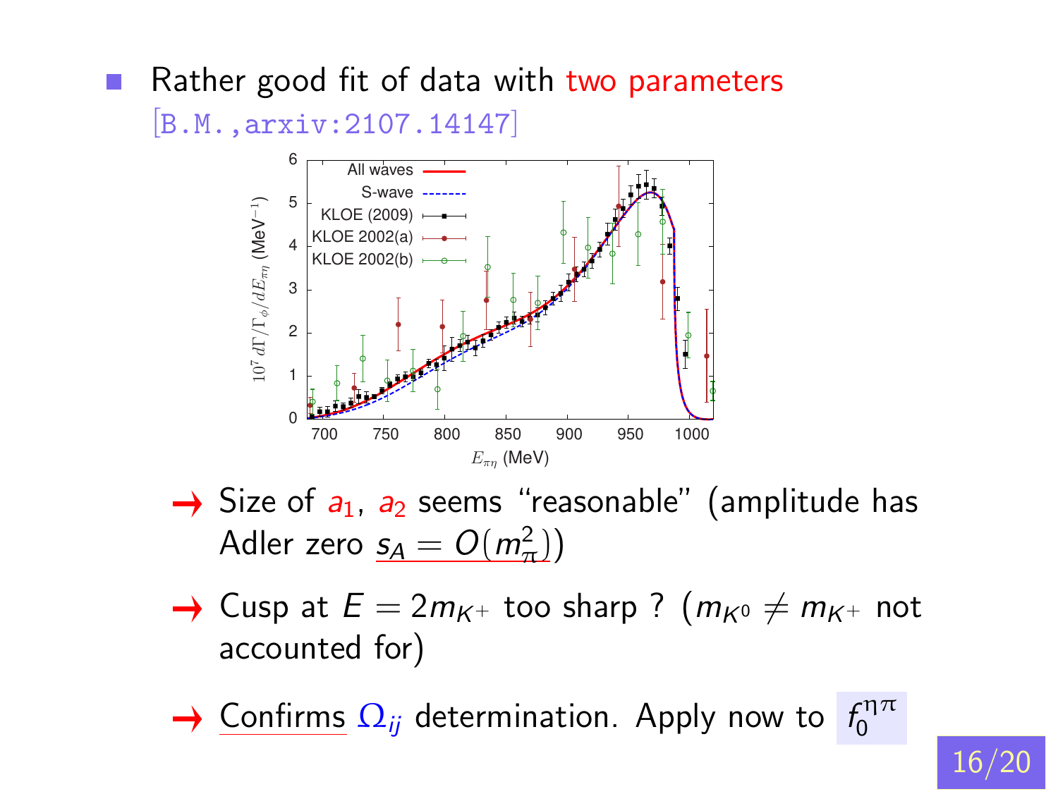- Rather good fit of data with two parameters [B.M.,arxiv:2107.14147]

  - → Size of $a_1$, $a_2$ seems "reasonable" (amplitude has Adler zero $s_A = O(m_\pi^2)$)
  - → Cusp at $E = 2m_{K^+}$ too sharp ? ($m_{K^0} \neq m_{K^+}$ not accounted for)
  - → Confirms $\Omega_{ij}$ determination. Apply now to $f_0^{\eta\pi}$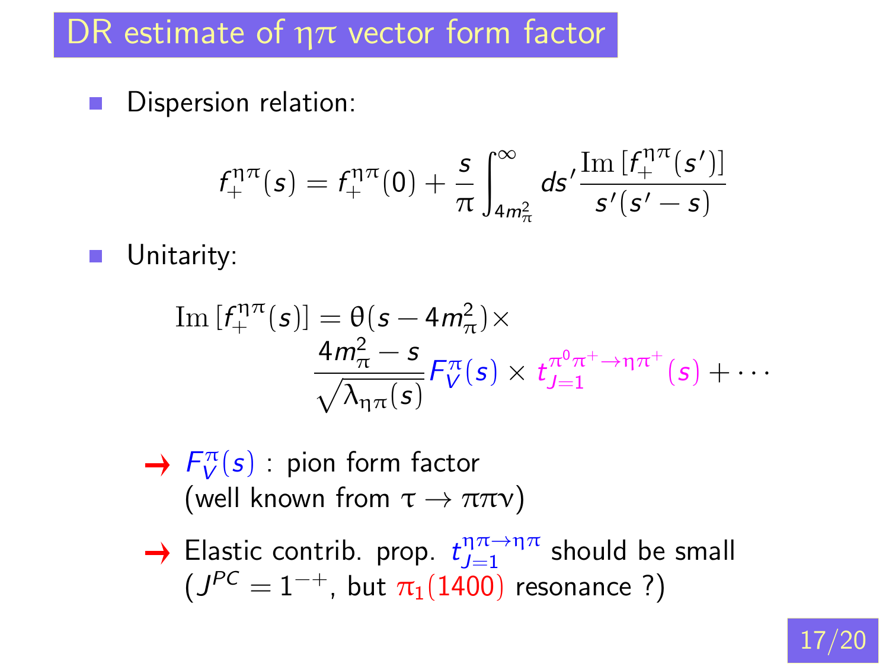# DR estimate of $\eta\pi$ vector form factor

- Dispersion relation:

$$f_+^{\eta\pi}(s) = f_+^{\eta\pi}(0) + \frac{s}{\pi}\int_{4m_\pi^2}^{\infty} ds' \frac{\mathrm{Im}\,[f_+^{\eta\pi}(s')]}{s'(s'-s)}$$

- Unitarity:

$$\mathrm{Im}\,[f_+^{\eta\pi}(s)] = \theta(s-4m_\pi^2)\times \frac{4m_\pi^2 - s}{\sqrt{\lambda_{\eta\pi}(s)}} F_V^{\pi}(s) \times t_{J=1}^{\pi^0\pi^+\to\eta\pi^+}(s) + \cdots$$

  → $F_V^{\pi}(s)$ : pion form factor (well known from $\tau\to\pi\pi\nu$)

  → Elastic contrib. prop. $t_{J=1}^{\eta\pi\to\eta\pi}$ should be small ($J^{PC}=1^{-+}$, but $\pi_1(1400)$ resonance ?)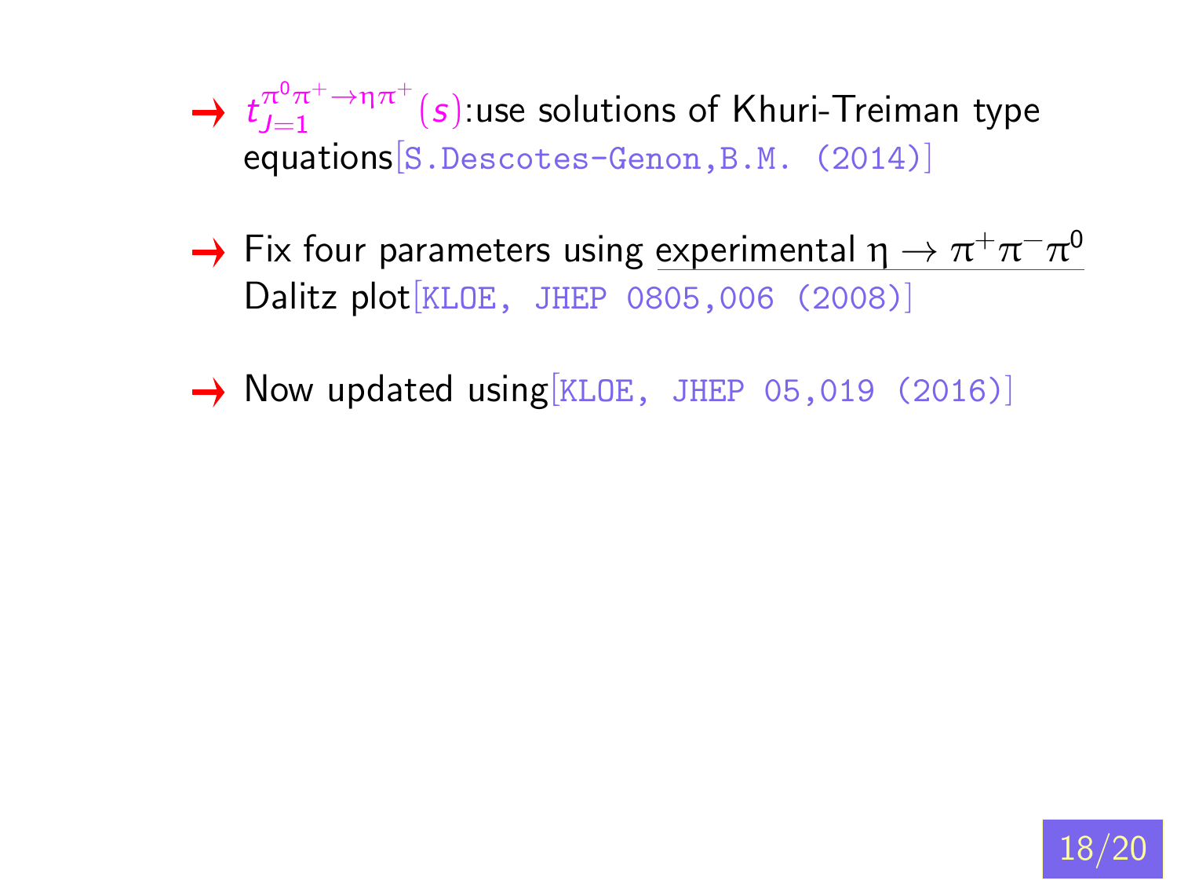- $t_{J=1}^{\pi^0\pi^+\to\eta\pi^+}(s)$:use solutions of Khuri-Treiman type equations[S.Descotes-Genon,B.M. (2014)]

- Fix four parameters using experimental $\eta \to \pi^+\pi^-\pi^0$ Dalitz plot[KLOE, JHEP 0805,006 (2008)]

- Now updated using[KLOE, JHEP 05,019 (2016)]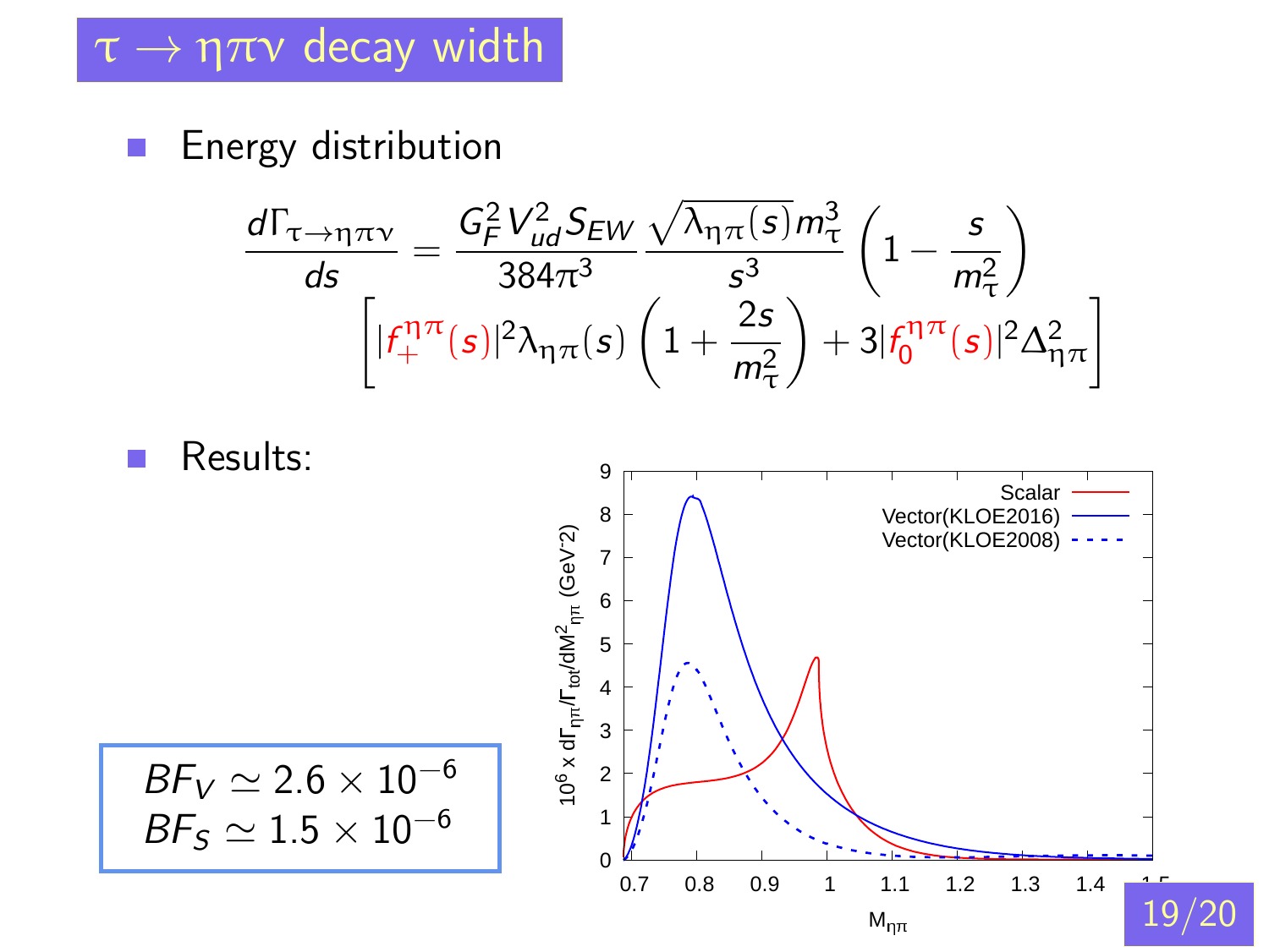# $\tau \to \eta\pi\nu$ decay width

- Energy distribution

$$\frac{d\Gamma_{\tau\to\eta\pi\nu}}{ds} = \frac{G_F^2 V_{ud}^2 S_{EW}}{384\pi^3} \frac{\sqrt{\lambda_{\eta\pi}(s)}\, m_\tau^3}{s^3} \left(1 - \frac{s}{m_\tau^2}\right) \left[ |f_+^{\eta\pi}(s)|^2 \lambda_{\eta\pi}(s) \left(1 + \frac{2s}{m_\tau^2}\right) + 3|f_0^{\eta\pi}(s)|^2 \Delta_{\eta\pi}^2 \right]$$

- Results:

$BF_V \simeq 2.6 \times 10^{-6}$

$BF_S \simeq 1.5 \times 10^{-6}$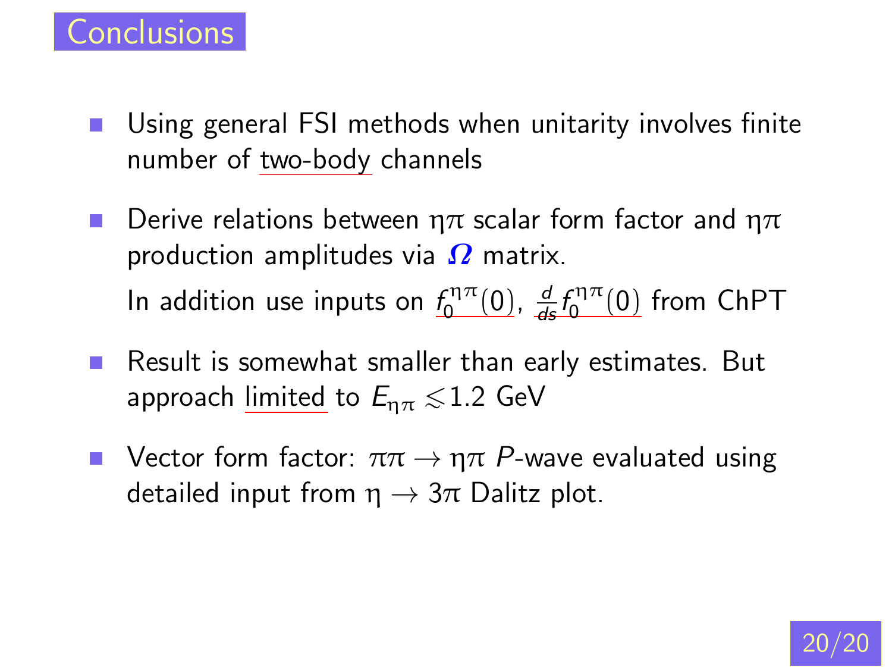# Conclusions

- Using general FSI methods when unitarity involves finite number of two-body channels

- Derive relations between $\eta\pi$ scalar form factor and $\eta\pi$ production amplitudes via $\Omega$ matrix.

  In addition use inputs on $f_0^{\eta\pi}(0)$, $\frac{d}{ds}f_0^{\eta\pi}(0)$ from ChPT

- Result is somewhat smaller than early estimates. But approach limited to $E_{\eta\pi} \lesssim 1.2$ GeV

- Vector form factor: $\pi\pi \to \eta\pi$ $P$-wave evaluated using detailed input from $\eta \to 3\pi$ Dalitz plot.